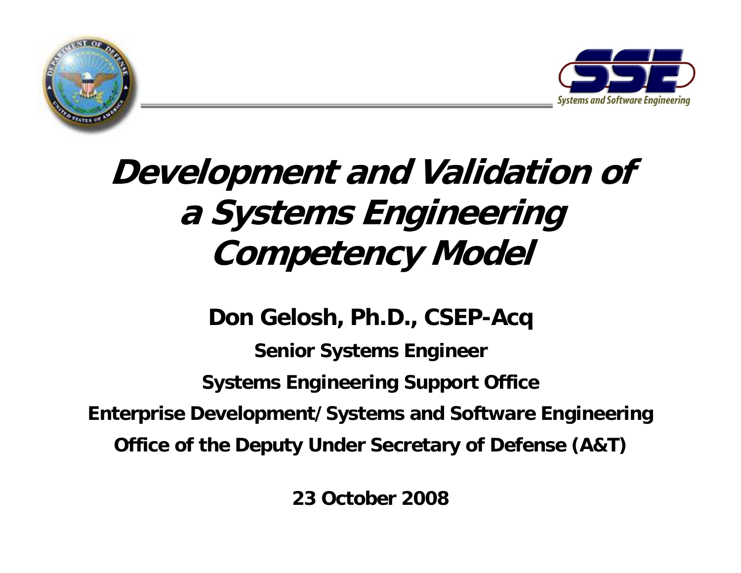# Development and Validation of a Systems Engineering Competency Model

**Don Gelosh, Ph.D., CSEP-Acq**

**Senior Systems Engineer**

**Systems Engineering Support Office**

**Enterprise Development/Systems and Software Engineering**

**Office of the Deputy Under Secretary of Defense (A&T)**

**23 October 2008**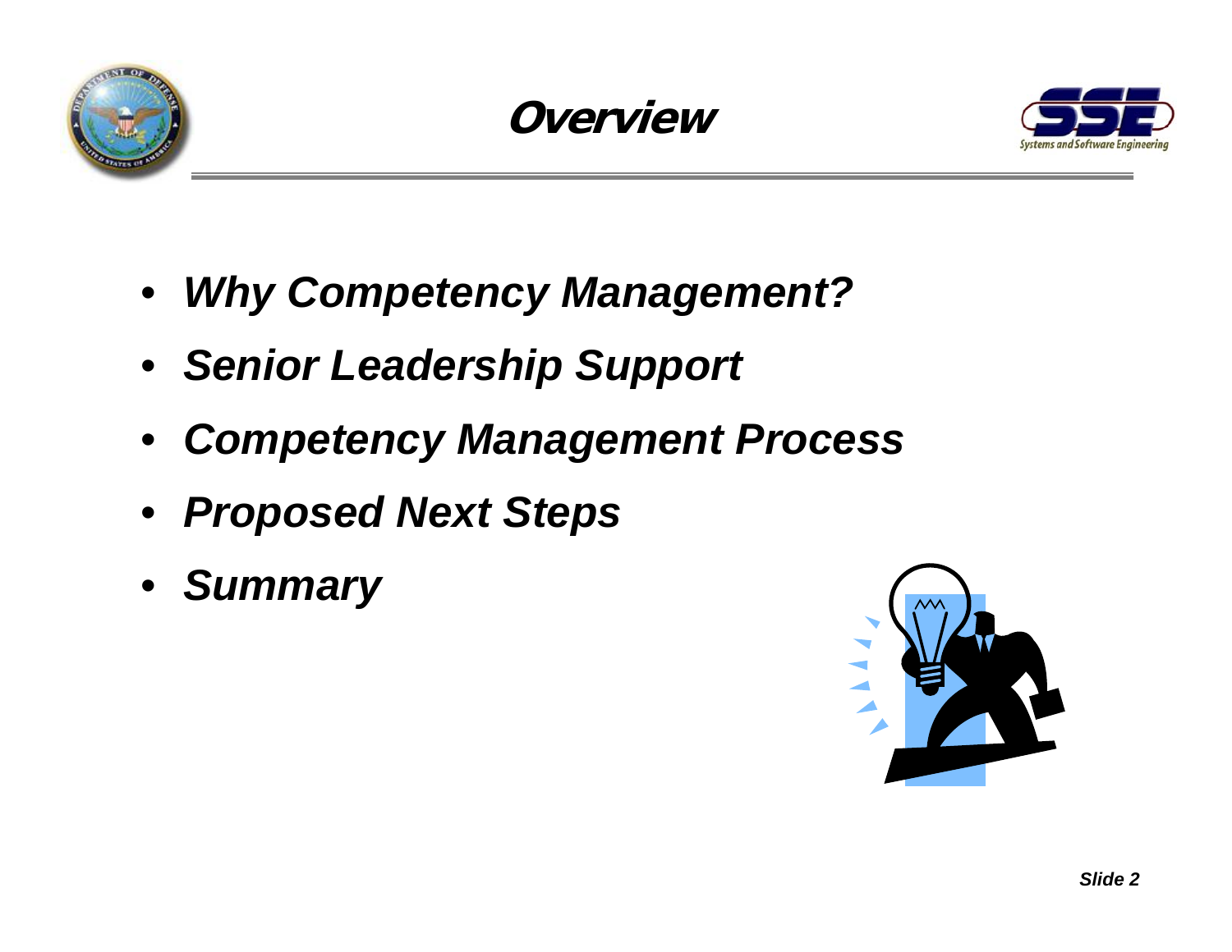# Overview

- *Why Competency Management?*
- *Senior Leadership Support*
- *Competency Management Process*
- *Proposed Next Steps*
- *Summary*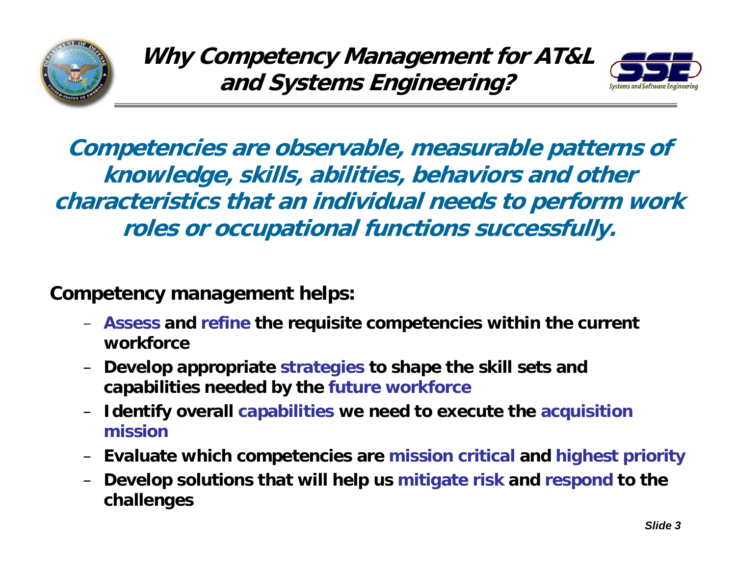# Why Competency Management for AT&L and Systems Engineering?

***Competencies are observable, measurable patterns of knowledge, skills, abilities, behaviors and other characteristics that an individual needs to perform work roles or occupational functions successfully.***

**Competency management helps:**

- **Assess and refine the requisite competencies within the current workforce**
- **Develop appropriate strategies to shape the skill sets and capabilities needed by the future workforce**
- **Identify overall capabilities we need to execute the acquisition mission**
- **Evaluate which competencies are mission critical and highest priority**
- **Develop solutions that will help us mitigate risk and respond to the challenges**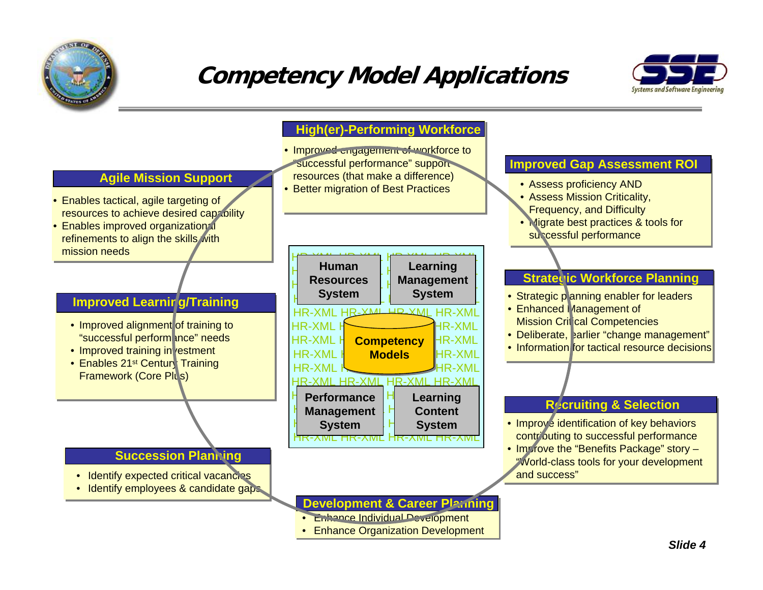# Competency Model Applications

## High(er)-Performing Workforce

- Improved engagement of workforce to "successful performance" support resources (that make a difference)
- Better migration of Best Practices

## Agile Mission Support

- Enables tactical, agile targeting of resources to achieve desired capability
- Enables improved organizational refinements to align the skills with mission needs

## Improved Gap Assessment ROI

- Assess proficiency AND
- Assess Mission Criticality, Frequency, and Difficulty
- Migrate best practices & tools for successful performance

## Improved Learning/Training

- Improved alignment of training to "successful performance" needs
- Improved training investment
- Enables 21st Century Training Framework (Core Plus)

## Strategic Workforce Planning

- Strategic planning enabler for leaders
- Enhanced Management of Mission Critical Competencies
- Deliberate, earlier "change management"
- Information for tactical resource decisions

## Succession Planning

- Identify expected critical vacancies
- Identify employees & candidate gaps

## Recruiting & Selection

- Improve identification of key behaviors contributing to successful performance
- Improve the "Benefits Package" story – "World-class tools for your development and success"

## Development & Career Planning

- Enhance Individual Development
- Enhance Organization Development

**Center diagram (connected via HR-XML):**

- Human Resources System
- Learning Management System
- Competency Models
- Performance Management System
- Learning Content System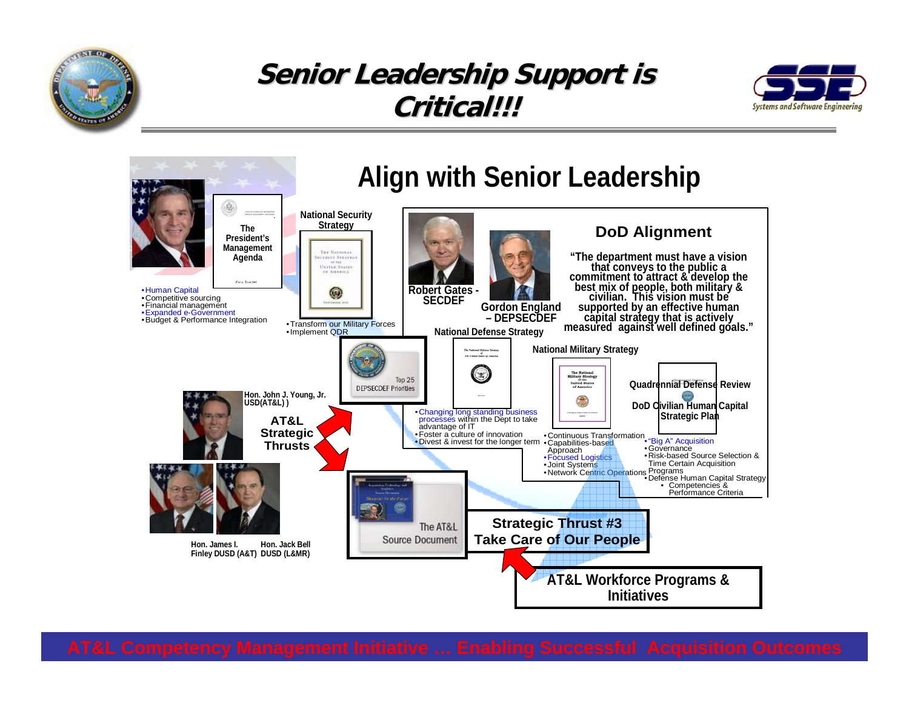# Senior Leadership Support is Critical!!!

## Align with Senior Leadership

**The President's Management Agenda**

- Human Capital
- Competitive sourcing
- Financial management
- Expanded e-Government
- Budget & Performance Integration

**National Security Strategy**

- Transform our Military Forces
- Implement QDR

Top 25 DEPSECDEF Priorities

**Robert Gates - SECDEF**

**Gordon England – DEPSECDEF**

### DoD Alignment

**"The department must have a vision that conveys to the public a commitment to attract & develop the best mix of people, both military & civilian. This vision must be supported by an effective human capital strategy that is actively measured against well defined goals."**

**National Defense Strategy**

- Changing long standing business processes within the Dept to take advantage of IT
- Foster a culture of innovation
- Divest & invest for the longer term

**National Military Strategy**

- Continuous Transformation
- Capabilities-based Approach
- Focused Logistics
- Joint Systems
- Network Centric Operations

**Quadrennial Defense Review**

**DoD Civilian Human Capital Strategic Plan**

- "Big A" Acquisition
- Governance
- Risk-based Source Selection & Time Certain Acquisition Programs
- Defense Human Capital Strategy
  - Competencies & Performance Criteria

**Hon. John J. Young, Jr. USD(AT&L) )**

**AT&L Strategic Thrusts**

**Hon. James I. Finley DUSD (A&T)**

**Hon. Jack Bell DUSD (L&MR)**

The AT&L Source Document

**Strategic Thrust #3**
**Take Care of Our People**

**AT&L Workforce Programs & Initiatives**

AT&L Competency Management Initiative … Enabling Successful Acquisition Outcomes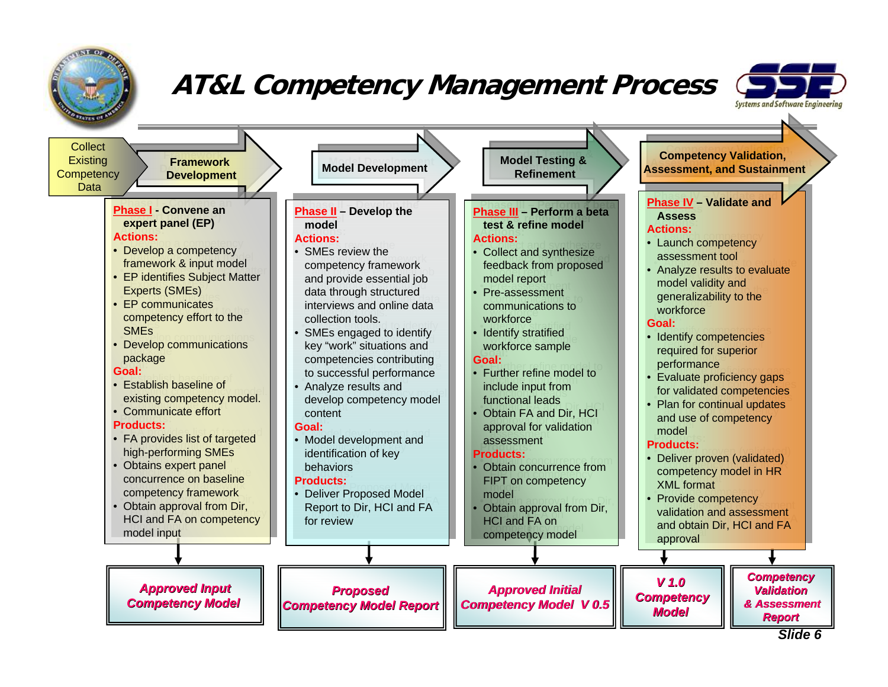# AT&L Competency Management Process

**Collect Existing Competency Data**

## Framework Development

**Phase I** – **Convene an expert panel (EP)**

**Actions:**

- Develop a competency framework & input model
- EP identifies Subject Matter Experts (SMEs)
- EP communicates competency effort to the SMEs
- Develop communications package

**Goal:**

- Establish baseline of existing competency model.
- Communicate effort

**Products:**

- FA provides list of targeted high-performing SMEs
- Obtains expert panel concurrence on baseline competency framework
- Obtain approval from Dir, HCI and FA on competency model input

→ ***Approved Input Competency Model***

## Model Development

**Phase II** – **Develop the model**

**Actions:**

- SMEs review the competency framework and provide essential job data through structured interviews and online data collection tools.
- SMEs engaged to identify key "work" situations and competencies contributing to successful performance
- Analyze results and develop competency model content

**Goal:**

- Model development and identification of key behaviors

**Products:**

- Deliver Proposed Model Report to Dir, HCI and FA for review

→ ***Proposed Competency Model Report***

## Model Testing & Refinement

**Phase III** – **Perform a beta test & refine model**

**Actions:**

- Collect and synthesize feedback from proposed model report
- Pre-assessment communications to workforce
- Identify stratified workforce sample

**Goal:**

- Further refine model to include input from functional leads
- Obtain FA and Dir, HCI approval for validation assessment

**Products:**

- Obtain concurrence from FIPT on competency model
- Obtain approval from Dir, HCI and FA on competency model

→ ***Approved Initial Competency Model V 0.5***

## Competency Validation, Assessment, and Sustainment

**Phase IV** – **Validate and Assess**

**Actions:**

- Launch competency assessment tool
- Analyze results to evaluate model validity and generalizability to the workforce

**Goal:**

- Identify competencies required for superior performance
- Evaluate proficiency gaps for validated competencies
- Plan for continual updates and use of competency model

**Products:**

- Deliver proven (validated) competency model in HR XML format
- Provide competency validation and assessment and obtain Dir, HCI and FA approval

→ ***V 1.0 Competency Model***

→ ***Competency Validation & Assessment Report***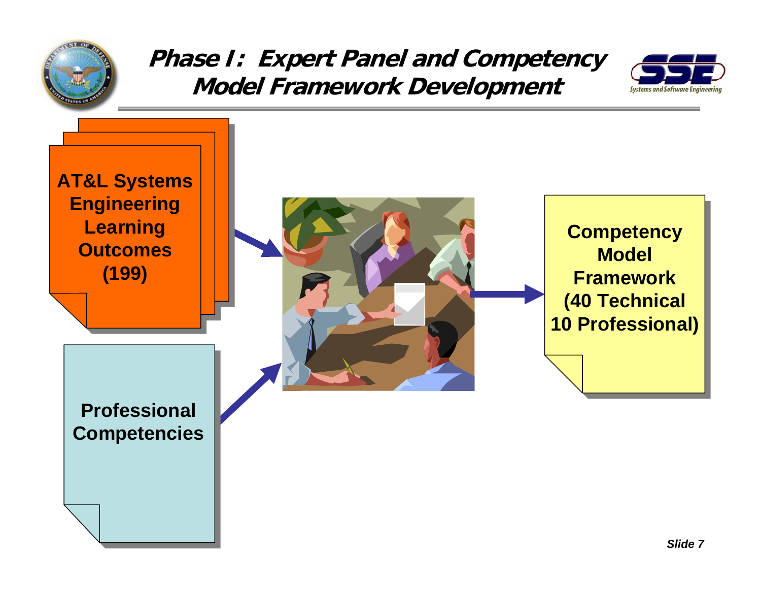# Phase I: Expert Panel and Competency Model Framework Development

**AT&L Systems Engineering Learning Outcomes (199)**

**Professional Competencies**

**Competency Model Framework (40 Technical 10 Professional)**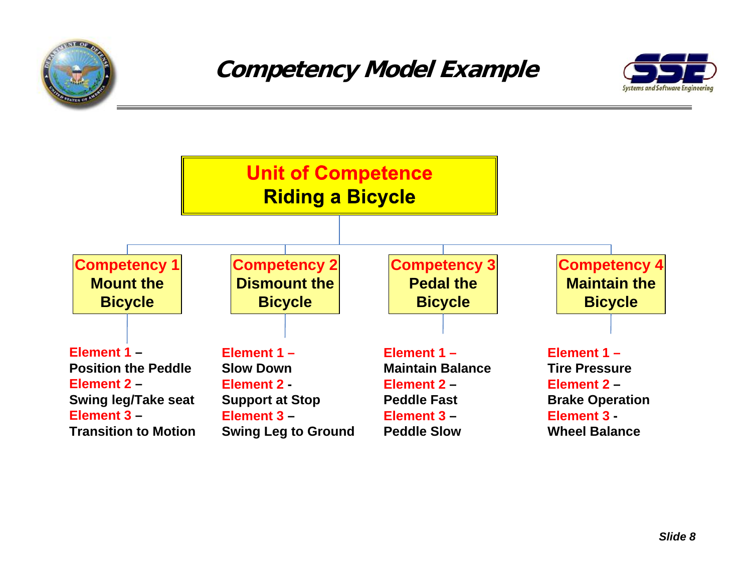# Competency Model Example

**Unit of Competence**
**Riding a Bicycle**

**Competency 1** – Mount the Bicycle

- **Element 1** – Position the Peddle
- **Element 2** – Swing leg/Take seat
- **Element 3** – Transition to Motion

**Competency 2** – Dismount the Bicycle

- **Element 1** – Slow Down
- **Element 2** - Support at Stop
- **Element 3** – Swing Leg to Ground

**Competency 3** – Pedal the Bicycle

- **Element 1** – Maintain Balance
- **Element 2** – Peddle Fast
- **Element 3** – Peddle Slow

**Competency 4** – Maintain the Bicycle

- **Element 1** – Tire Pressure
- **Element 2** – Brake Operation
- **Element 3** - Wheel Balance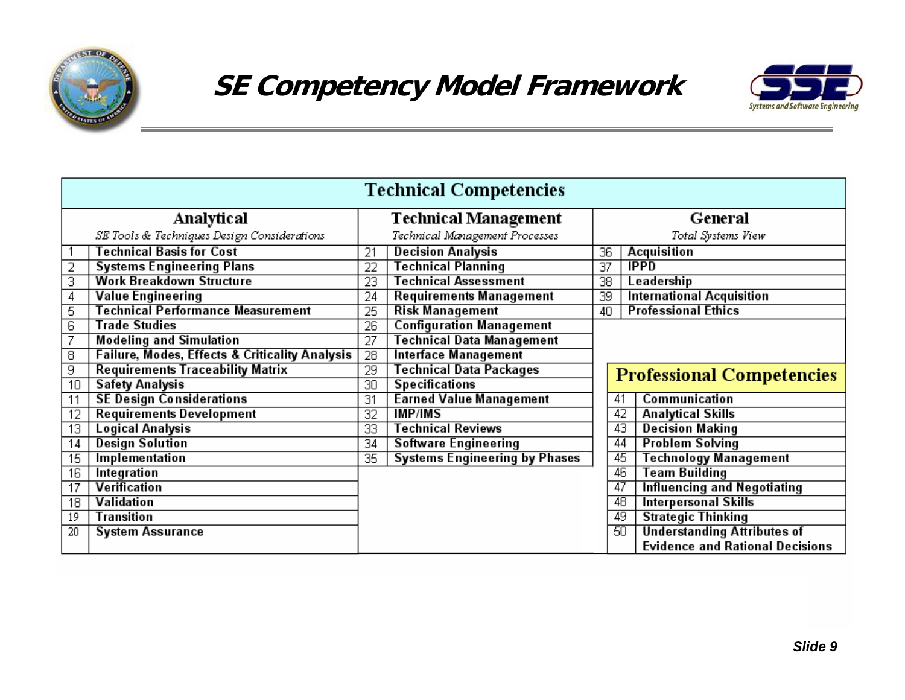# SE Competency Model Framework

| Technical Competencies | | | | | |
|---|---|---|---|---|---|
| **Analytical** *SE Tools & Techniques Design Considerations* | | **Technical Management** *Technical Management Processes* | | **General** *Total Systems View* | |
| 1 | Technical Basis for Cost | 21 | Decision Analysis | 36 | Acquisition |
| 2 | Systems Engineering Plans | 22 | Technical Planning | 37 | IPPD |
| 3 | Work Breakdown Structure | 23 | Technical Assessment | 38 | Leadership |
| 4 | Value Engineering | 24 | Requirements Management | 39 | International Acquisition |
| 5 | Technical Performance Measurement | 25 | Risk Management | 40 | Professional Ethics |
| 6 | Trade Studies | 26 | Configuration Management | | |
| 7 | Modeling and Simulation | 27 | Technical Data Management | | |
| 8 | Failure, Modes, Effects & Criticality Analysis | 28 | Interface Management | | |
| 9 | Requirements Traceability Matrix | 29 | Technical Data Packages | **Professional Competencies** | |
| 10 | Safety Analysis | 30 | Specifications | | |
| 11 | SE Design Considerations | 31 | Earned Value Management | 41 | Communication |
| 12 | Requirements Development | 32 | IMP/IMS | 42 | Analytical Skills |
| 13 | Logical Analysis | 33 | Technical Reviews | 43 | Decision Making |
| 14 | Design Solution | 34 | Software Engineering | 44 | Problem Solving |
| 15 | Implementation | 35 | Systems Engineering by Phases | 45 | Technology Management |
| 16 | Integration | | | 46 | Team Building |
| 17 | Verification | | | 47 | Influencing and Negotiating |
| 18 | Validation | | | 48 | Interpersonal Skills |
| 19 | Transition | | | 49 | Strategic Thinking |
| 20 | System Assurance | | | 50 | Understanding Attributes of Evidence and Rational Decisions |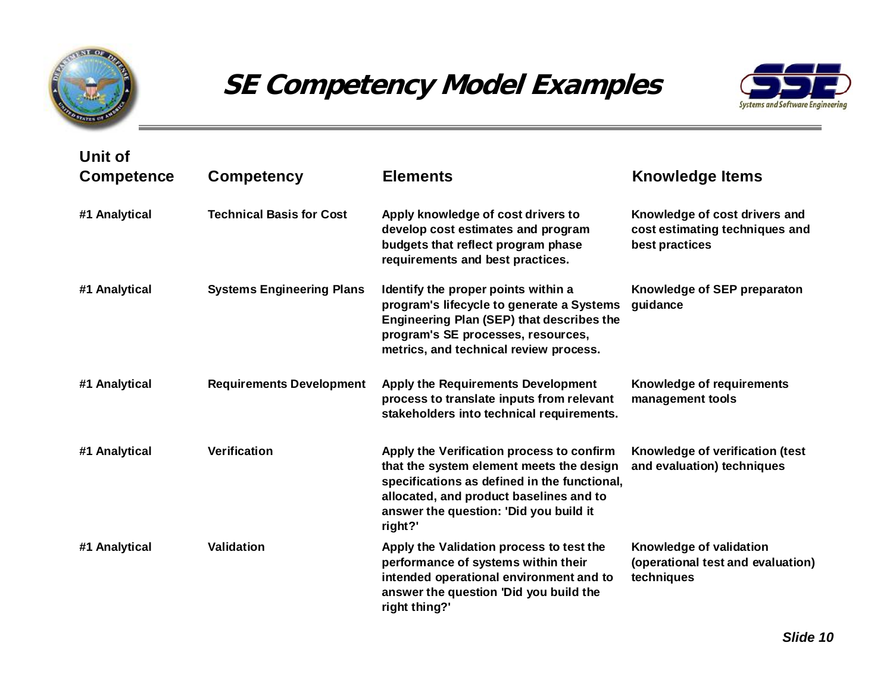# SE Competency Model Examples

| Unit of Competence | Competency | Elements | Knowledge Items |
|---|---|---|---|
| #1 Analytical | Technical Basis for Cost | Apply knowledge of cost drivers to develop cost estimates and program budgets that reflect program phase requirements and best practices. | Knowledge of cost drivers and cost estimating techniques and best practices |
| #1 Analytical | Systems Engineering Plans | Identify the proper points within a program's lifecycle to generate a Systems Engineering Plan (SEP) that describes the program's SE processes, resources, metrics, and technical review process. | Knowledge of SEP preparaton guidance |
| #1 Analytical | Requirements Development | Apply the Requirements Development process to translate inputs from relevant stakeholders into technical requirements. | Knowledge of requirements management tools |
| #1 Analytical | Verification | Apply the Verification process to confirm that the system element meets the design specifications as defined in the functional, allocated, and product baselines and to answer the question: 'Did you build it right?' | Knowledge of verification (test and evaluation) techniques |
| #1 Analytical | Validation | Apply the Validation process to test the performance of systems within their intended operational environment and to answer the question 'Did you build the right thing?' | Knowledge of validation (operational test and evaluation) techniques |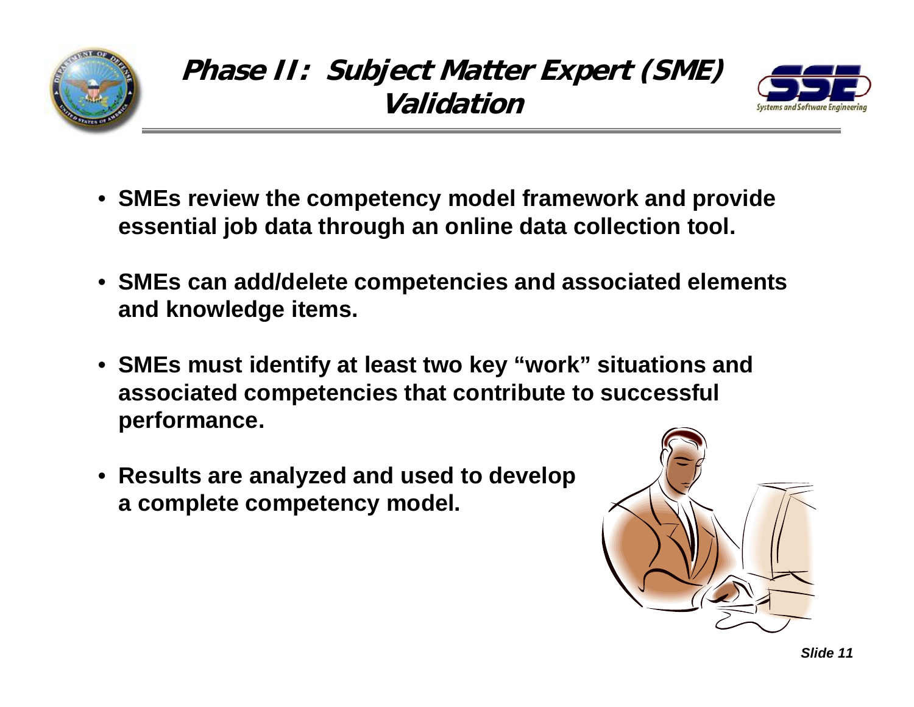# Phase II: Subject Matter Expert (SME) Validation

- SMEs review the competency model framework and provide essential job data through an online data collection tool.
- SMEs can add/delete competencies and associated elements and knowledge items.
- SMEs must identify at least two key "work" situations and associated competencies that contribute to successful performance.
- Results are analyzed and used to develop a complete competency model.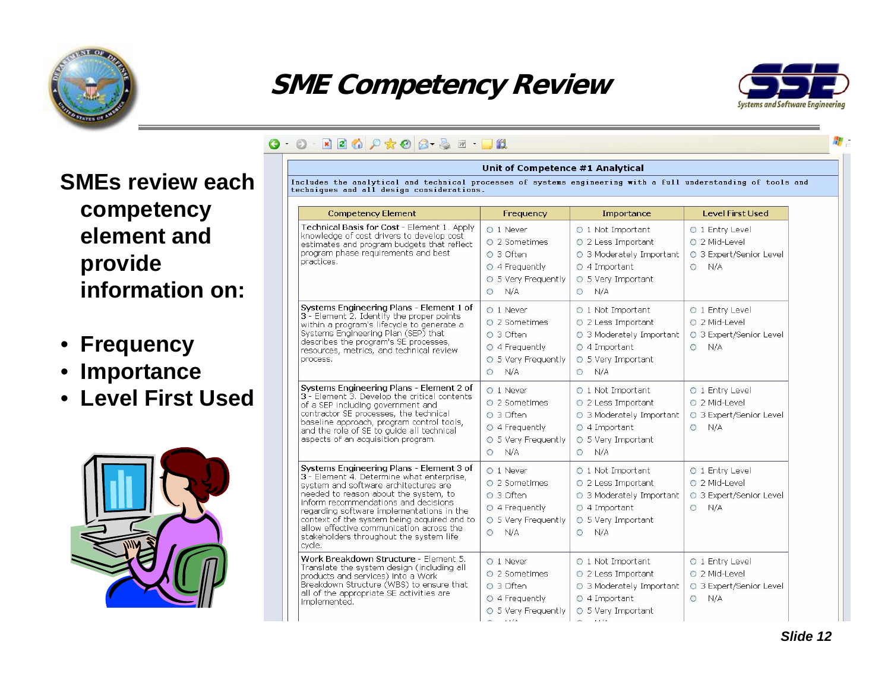# SME Competency Review

**SMEs review each competency element and provide information on:**

- **Frequency**
- **Importance**
- **Level First Used**

**Unit of Competence #1 Analytical**

Includes the analytical and technical processes of systems engineering with a full understanding of tools and techniques and all design considerations.

| Competency Element | Frequency | Importance | Level First Used |
|---|---|---|---|
| Technical Basis for Cost - Element 1. Apply knowledge of cost drivers to develop cost estimates and program budgets that reflect program phase requirements and best practices. | 1 Never<br>2 Sometimes<br>3 Often<br>4 Frequently<br>5 Very Frequently<br>N/A | 1 Not Important<br>2 Less Important<br>3 Moderately Important<br>4 Important<br>5 Very Important<br>N/A | 1 Entry Level<br>2 Mid-Level<br>3 Expert/Senior Level<br>N/A |
| Systems Engineering Plans - Element 1 of 3 - Element 2. Identify the proper points within a program's lifecycle to generate a Systems Engineering Plan (SEP) that describes the program's SE processes, resources, metrics, and technical review process. | 1 Never<br>2 Sometimes<br>3 Often<br>4 Frequently<br>5 Very Frequently<br>N/A | 1 Not Important<br>2 Less Important<br>3 Moderately Important<br>4 Important<br>5 Very Important<br>N/A | 1 Entry Level<br>2 Mid-Level<br>3 Expert/Senior Level<br>N/A |
| Systems Engineering Plans - Element 2 of 3 - Element 3. Develop the critical contents of a SEP including government and contractor SE processes, the technical baseline approach, program control tools, and the role of SE to guide all technical aspects of an acquisition program. | 1 Never<br>2 Sometimes<br>3 Often<br>4 Frequently<br>5 Very Frequently<br>N/A | 1 Not Important<br>2 Less Important<br>3 Moderately Important<br>4 Important<br>5 Very Important<br>N/A | 1 Entry Level<br>2 Mid-Level<br>3 Expert/Senior Level<br>N/A |
| Systems Engineering Plans - Element 3 of 3 - Element 4. Determine what enterprise, system and software architectures are needed to reason about the system, to inform recommendations and decisions regarding software implementations in the context of the system being acquired and to allow effective communication across the stakeholders throughout the system life cycle. | 1 Never<br>2 Sometimes<br>3 Often<br>4 Frequently<br>5 Very Frequently<br>N/A | 1 Not Important<br>2 Less Important<br>3 Moderately Important<br>4 Important<br>5 Very Important<br>N/A | 1 Entry Level<br>2 Mid-Level<br>3 Expert/Senior Level<br>N/A |
| Work Breakdown Structure - Element 5. Translate the system design (including all products and services) into a Work Breakdown Structure (WBS) to ensure that all of the appropriate SE activities are implemented. | 1 Never<br>2 Sometimes<br>3 Often<br>4 Frequently<br>5 Very Frequently<br>N/A | 1 Not Important<br>2 Less Important<br>3 Moderately Important<br>4 Important<br>5 Very Important<br>N/A | 1 Entry Level<br>2 Mid-Level<br>3 Expert/Senior Level<br>N/A |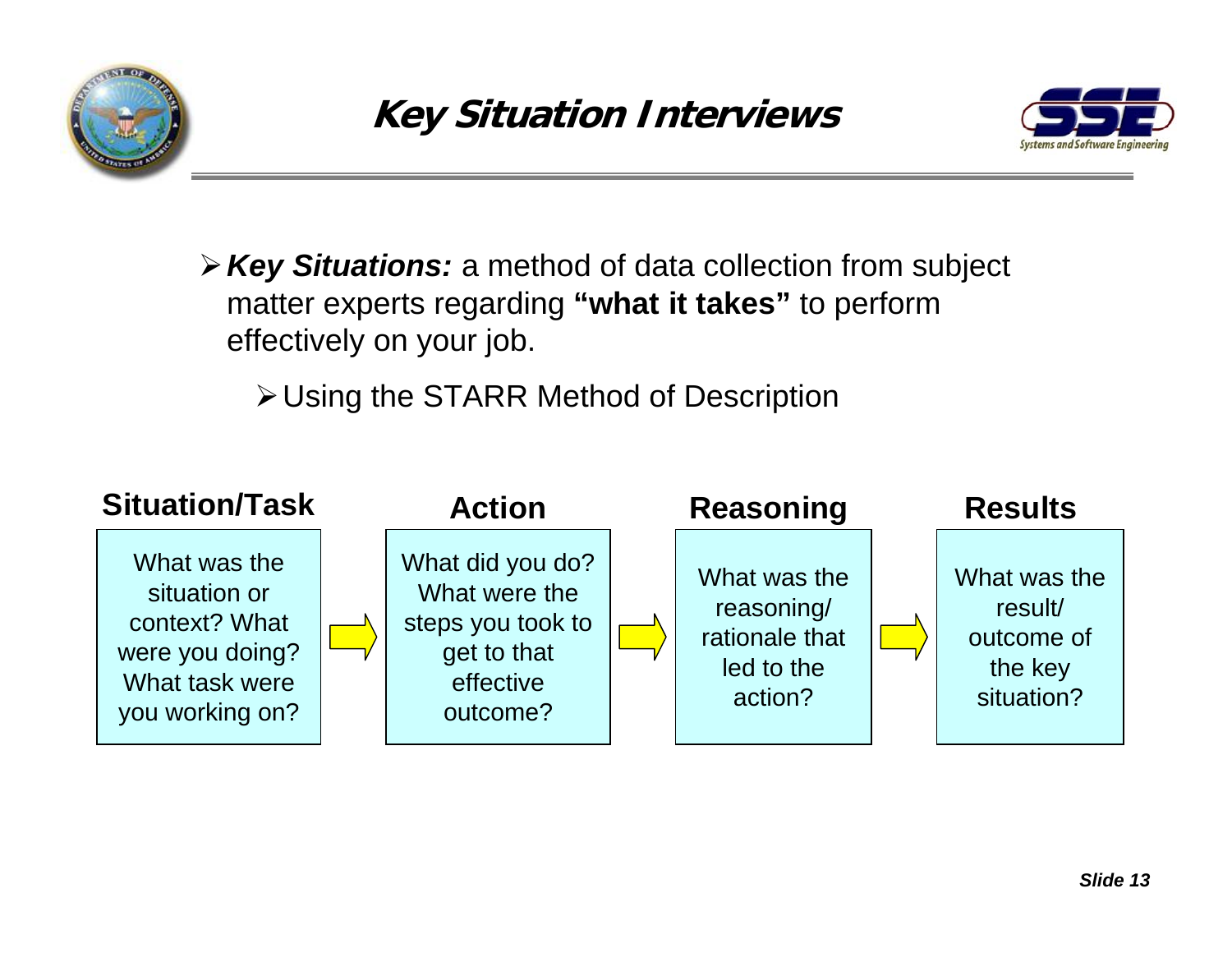# Key Situation Interviews

- ***Key Situations:*** a method of data collection from subject matter experts regarding **"what it takes"** to perform effectively on your job.
  - Using the STARR Method of Description

| Situation/Task | Action | Reasoning | Results |
| --- | --- | --- | --- |
| What was the situation or context? What were you doing? What task were you working on? | What did you do? What were the steps you took to get to that effective outcome? | What was the reasoning/ rationale that led to the action? | What was the result/ outcome of the key situation? |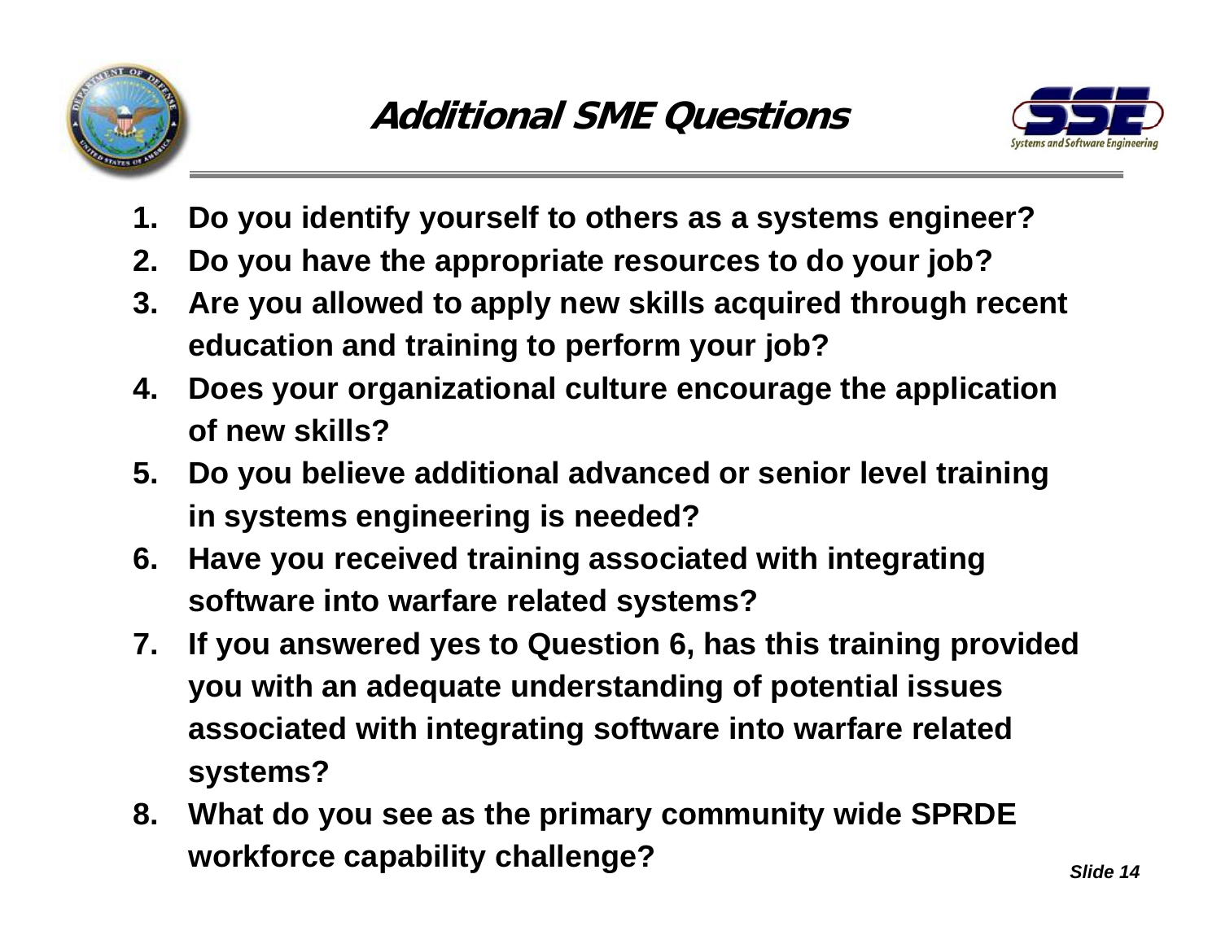# Additional SME Questions

1. **Do you identify yourself to others as a systems engineer?**
2. **Do you have the appropriate resources to do your job?**
3. **Are you allowed to apply new skills acquired through recent education and training to perform your job?**
4. **Does your organizational culture encourage the application of new skills?**
5. **Do you believe additional advanced or senior level training in systems engineering is needed?**
6. **Have you received training associated with integrating software into warfare related systems?**
7. **If you answered yes to Question 6, has this training provided you with an adequate understanding of potential issues associated with integrating software into warfare related systems?**
8. **What do you see as the primary community wide SPRDE workforce capability challenge?**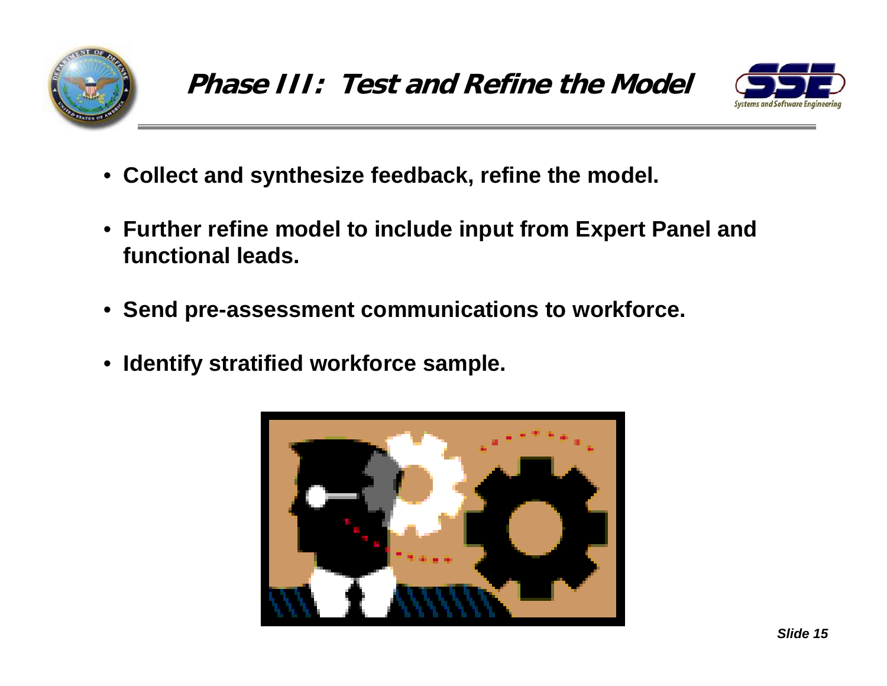# Phase III: Test and Refine the Model

- Collect and synthesize feedback, refine the model.
- Further refine model to include input from Expert Panel and functional leads.
- Send pre-assessment communications to workforce.
- Identify stratified workforce sample.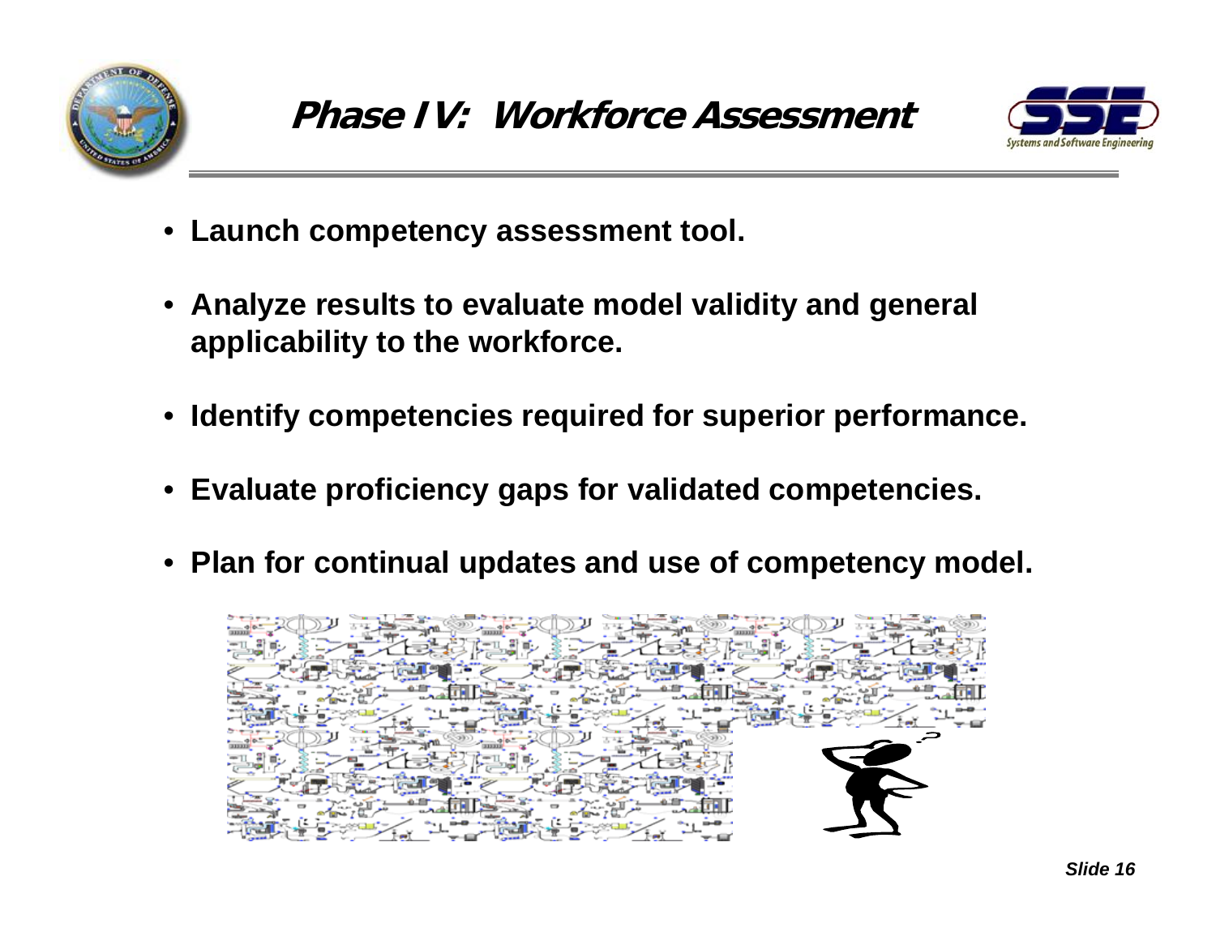# Phase IV: Workforce Assessment

- **Launch competency assessment tool.**
- **Analyze results to evaluate model validity and general applicability to the workforce.**
- **Identify competencies required for superior performance.**
- **Evaluate proficiency gaps for validated competencies.**
- **Plan for continual updates and use of competency model.**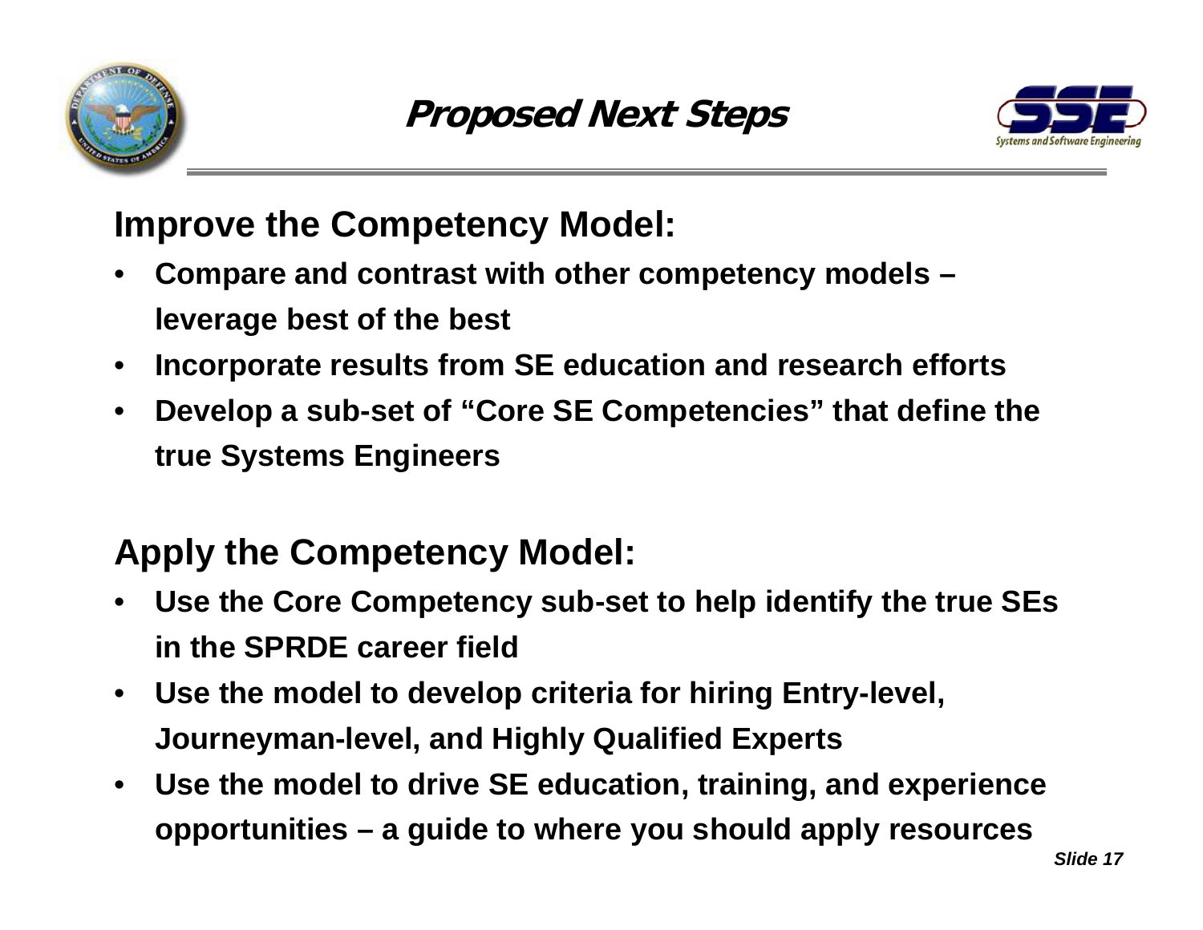# Proposed Next Steps

## Improve the Competency Model:

- Compare and contrast with other competency models – leverage best of the best
- Incorporate results from SE education and research efforts
- Develop a sub-set of "Core SE Competencies" that define the true Systems Engineers

## Apply the Competency Model:

- Use the Core Competency sub-set to help identify the true SEs in the SPRDE career field
- Use the model to develop criteria for hiring Entry-level, Journeyman-level, and Highly Qualified Experts
- Use the model to drive SE education, training, and experience opportunities – a guide to where you should apply resources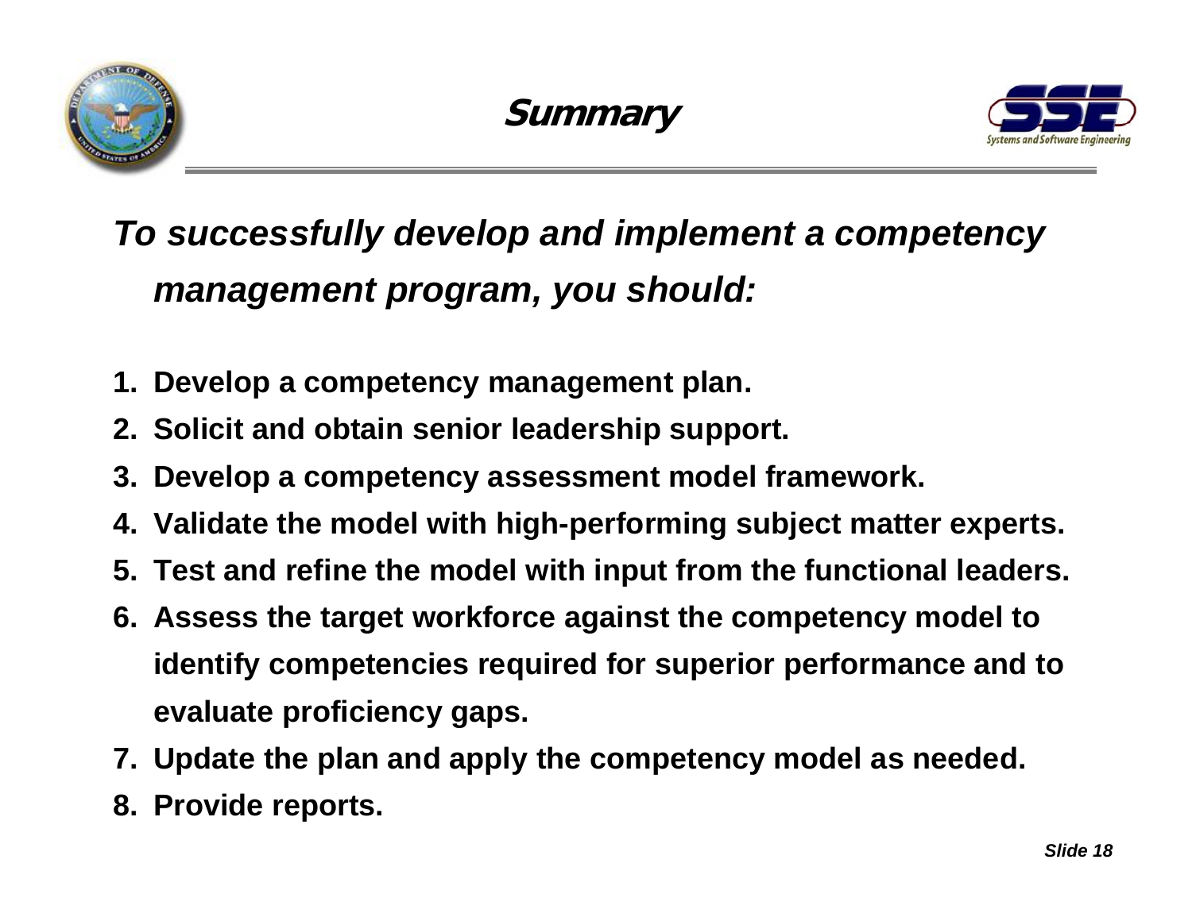# Summary

***To successfully develop and implement a competency management program, you should:***

1. **Develop a competency management plan.**
2. **Solicit and obtain senior leadership support.**
3. **Develop a competency assessment model framework.**
4. **Validate the model with high-performing subject matter experts.**
5. **Test and refine the model with input from the functional leaders.**
6. **Assess the target workforce against the competency model to identify competencies required for superior performance and to evaluate proficiency gaps.**
7. **Update the plan and apply the competency model as needed.**
8. **Provide reports.**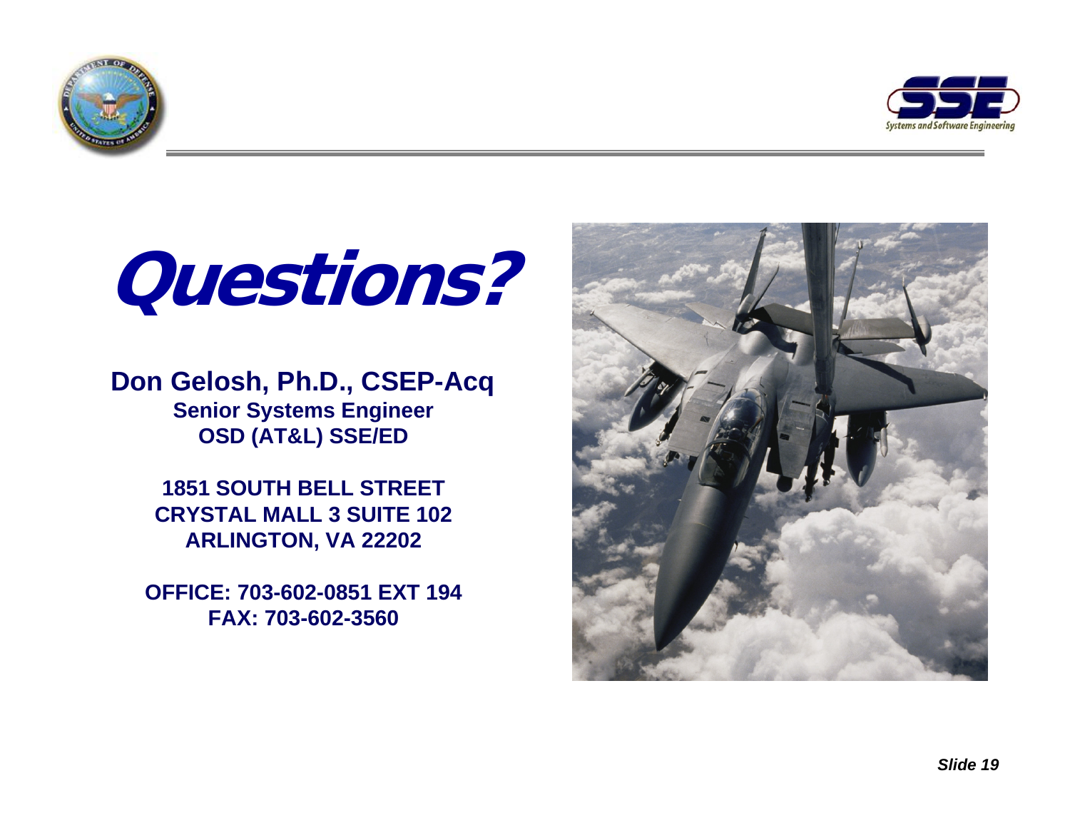# Questions?

**Don Gelosh, Ph.D., CSEP-Acq**
**Senior Systems Engineer**
**OSD (AT&L) SSE/ED**

**1851 SOUTH BELL STREET**
**CRYSTAL MALL 3 SUITE 102**
**ARLINGTON, VA 22202**

**OFFICE: 703-602-0851 EXT 194**
**FAX: 703-602-3560**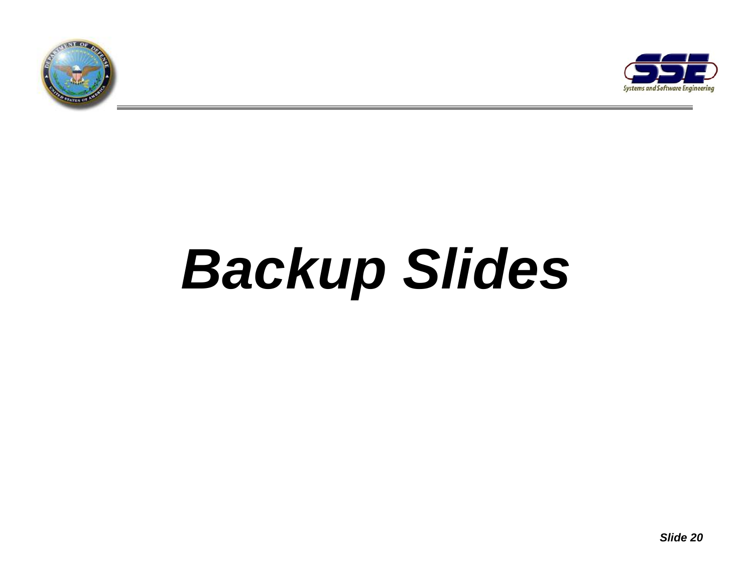# *Backup Slides*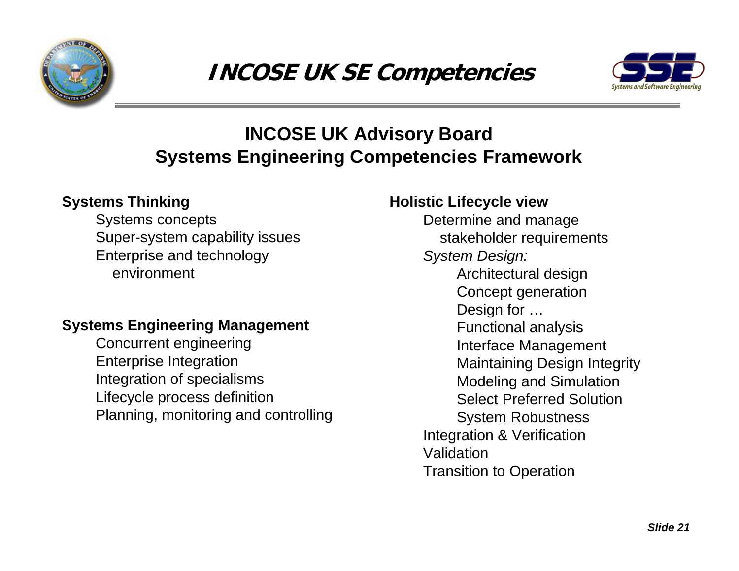# INCOSE UK SE Competencies

## INCOSE UK Advisory Board
## Systems Engineering Competencies Framework

**Systems Thinking**

- Systems concepts
- Super-system capability issues
- Enterprise and technology environment

**Systems Engineering Management**

- Concurrent engineering
- Enterprise Integration
- Integration of specialisms
- Lifecycle process definition
- Planning, monitoring and controlling

**Holistic Lifecycle view**

- Determine and manage stakeholder requirements
- *System Design:*
  - Architectural design
  - Concept generation
  - Design for …
  - Functional analysis
  - Interface Management
  - Maintaining Design Integrity
  - Modeling and Simulation
  - Select Preferred Solution
  - System Robustness
- Integration & Verification
- Validation
- Transition to Operation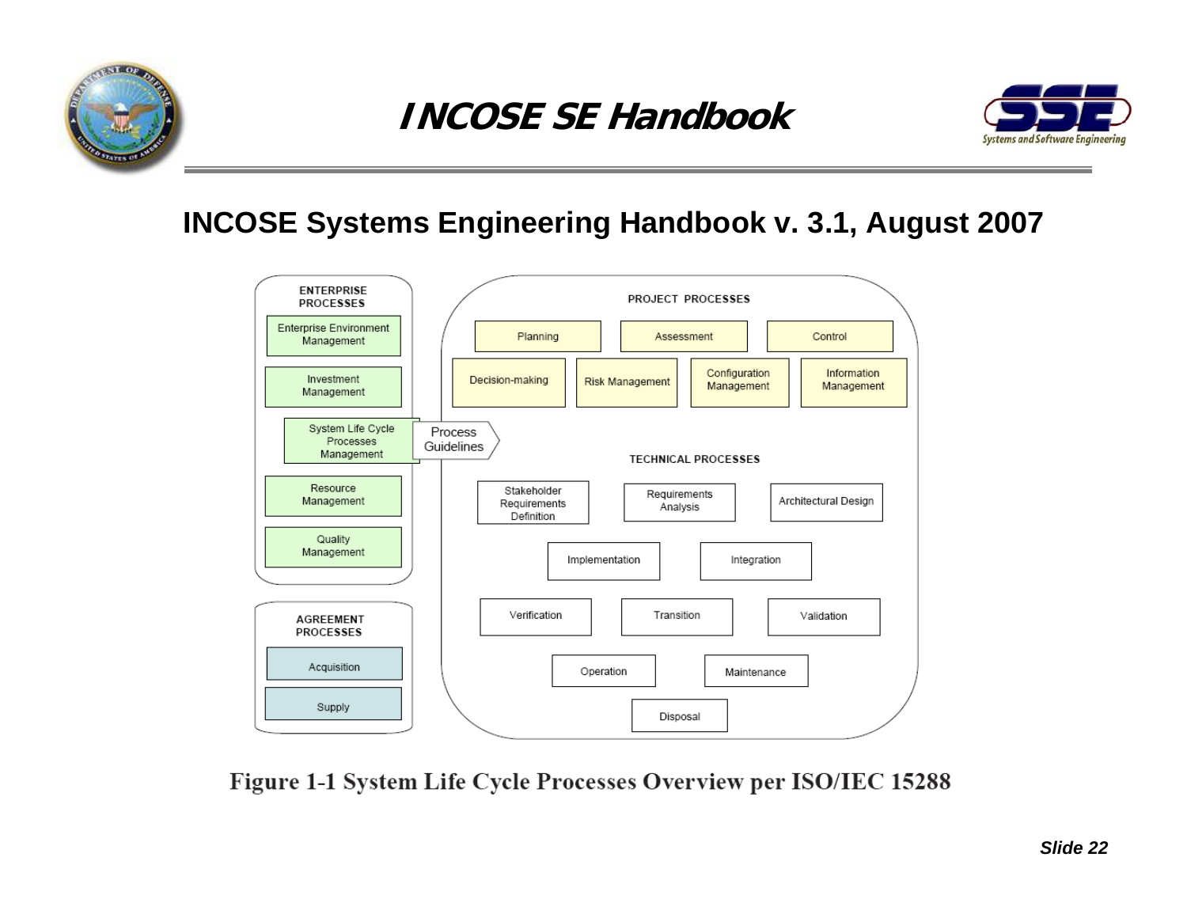# INCOSE SE Handbook

## INCOSE Systems Engineering Handbook v. 3.1, August 2007

ENTERPRISE PROCESSES

Enterprise Environment Management

Investment Management

System Life Cycle Processes Management

Process Guidelines

Resource Management

Quality Management

AGREEMENT PROCESSES

Acquisition

Supply

PROJECT PROCESSES

Planning

Assessment

Control

Decision-making

Risk Management

Configuration Management

Information Management

TECHNICAL PROCESSES

Stakeholder Requirements Definition

Requirements Analysis

Architectural Design

Implementation

Integration

Verification

Transition

Validation

Operation

Maintenance

Disposal

Figure 1-1 System Life Cycle Processes Overview per ISO/IEC 15288